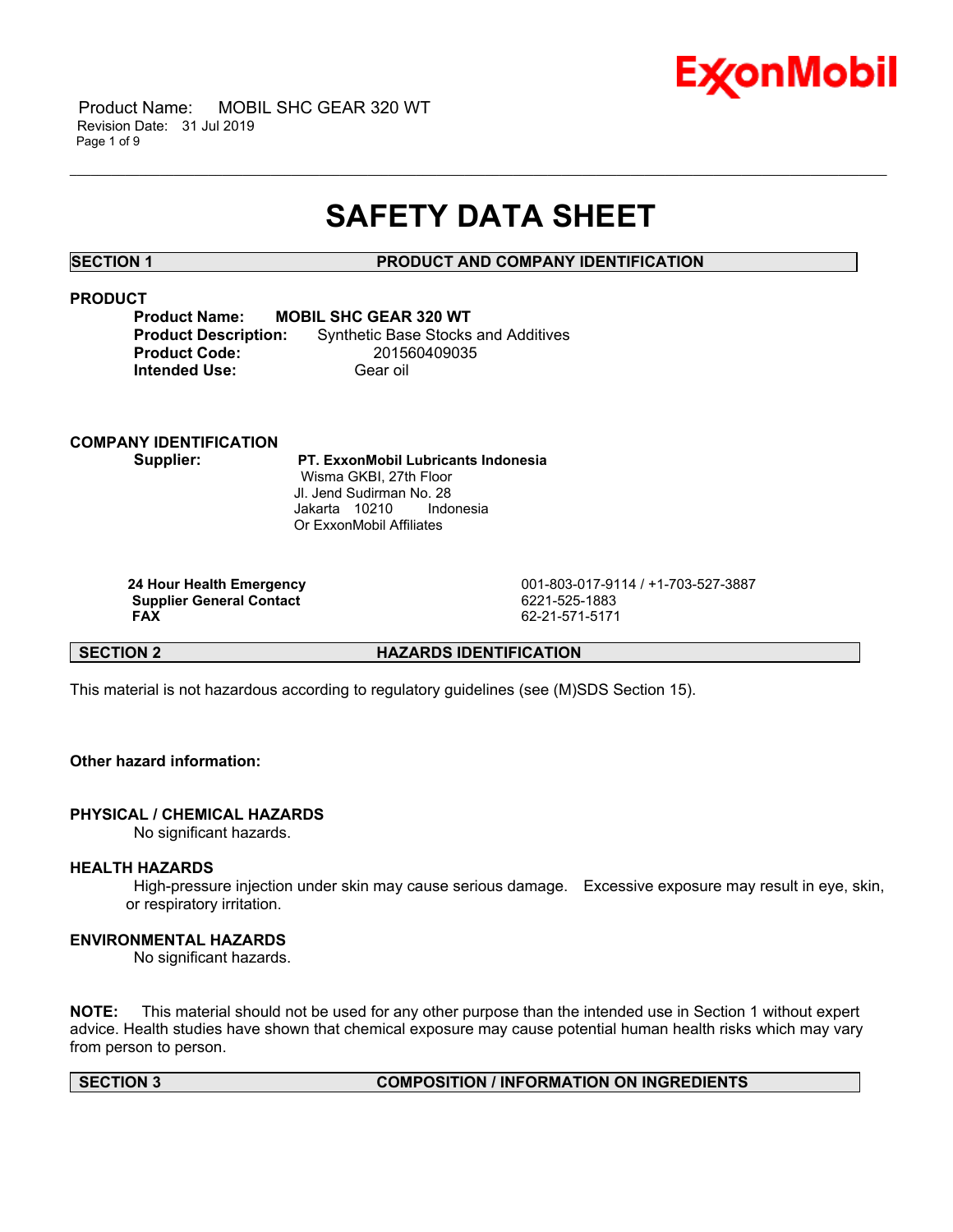# SAFETY DATA SHEET

## SECTION 1 PRODUCT AND COMPANY IDENTIFICATION

### PRODUCT

**Product Name:** **MOBIL SHC GEAR 320 WT**
**Product Description:** Synthetic Base Stocks and Additives
**Product Code:** 201560409035
**Intended Use:** Gear oil

### COMPANY IDENTIFICATION

**Supplier:** **PT. ExxonMobil Lubricants Indonesia**
Wisma GKBI, 27th Floor
Jl. Jend Sudirman No. 28
Jakarta 10210 Indonesia
Or ExxonMobil Affiliates

| | |
|---|---|
| **24 Hour Health Emergency** | 001-803-017-9114 / +1-703-527-3887 |
| **Supplier General Contact** | 6221-525-1883 |
| **FAX** | 62-21-571-5171 |

## SECTION 2 HAZARDS IDENTIFICATION

This material is not hazardous according to regulatory guidelines (see (M)SDS Section 15).

**Other hazard information:**

### PHYSICAL / CHEMICAL HAZARDS

No significant hazards.

### HEALTH HAZARDS

High-pressure injection under skin may cause serious damage. Excessive exposure may result in eye, skin, or respiratory irritation.

### ENVIRONMENTAL HAZARDS

No significant hazards.

**NOTE:** This material should not be used for any other purpose than the intended use in Section 1 without expert advice. Health studies have shown that chemical exposure may cause potential human health risks which may vary from person to person.

## SECTION 3 COMPOSITION / INFORMATION ON INGREDIENTS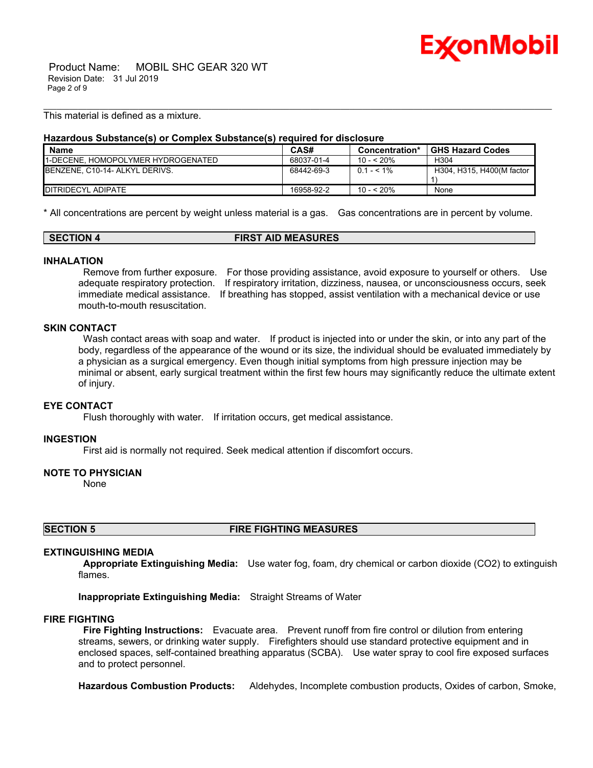This material is defined as a mixture.

**Hazardous Substance(s) or Complex Substance(s) required for disclosure**

| Name | CAS# | Concentration* | GHS Hazard Codes |
|---|---|---|---|
| 1-DECENE, HOMOPOLYMER HYDROGENATED | 68037-01-4 | 10 - < 20% | H304 |
| BENZENE, C10-14- ALKYL DERIVS. | 68442-69-3 | 0.1 - < 1% | H304, H315, H400(M factor 1) |
| DITRIDECYL ADIPATE | 16958-92-2 | 10 - < 20% | None |

\* All concentrations are percent by weight unless material is a gas. Gas concentrations are in percent by volume.

## SECTION 4 FIRST AID MEASURES

### INHALATION

Remove from further exposure. For those providing assistance, avoid exposure to yourself or others. Use adequate respiratory protection. If respiratory irritation, dizziness, nausea, or unconsciousness occurs, seek immediate medical assistance. If breathing has stopped, assist ventilation with a mechanical device or use mouth-to-mouth resuscitation.

### SKIN CONTACT

Wash contact areas with soap and water. If product is injected into or under the skin, or into any part of the body, regardless of the appearance of the wound or its size, the individual should be evaluated immediately by a physician as a surgical emergency. Even though initial symptoms from high pressure injection may be minimal or absent, early surgical treatment within the first few hours may significantly reduce the ultimate extent of injury.

### EYE CONTACT

Flush thoroughly with water. If irritation occurs, get medical assistance.

### INGESTION

First aid is normally not required. Seek medical attention if discomfort occurs.

### NOTE TO PHYSICIAN

None

## SECTION 5 FIRE FIGHTING MEASURES

### EXTINGUISHING MEDIA

**Appropriate Extinguishing Media:** Use water fog, foam, dry chemical or carbon dioxide ($CO_2$) to extinguish flames.

**Inappropriate Extinguishing Media:** Straight Streams of Water

### FIRE FIGHTING

**Fire Fighting Instructions:** Evacuate area. Prevent runoff from fire control or dilution from entering streams, sewers, or drinking water supply. Firefighters should use standard protective equipment and in enclosed spaces, self-contained breathing apparatus (SCBA). Use water spray to cool fire exposed surfaces and to protect personnel.

**Hazardous Combustion Products:** Aldehydes, Incomplete combustion products, Oxides of carbon, Smoke,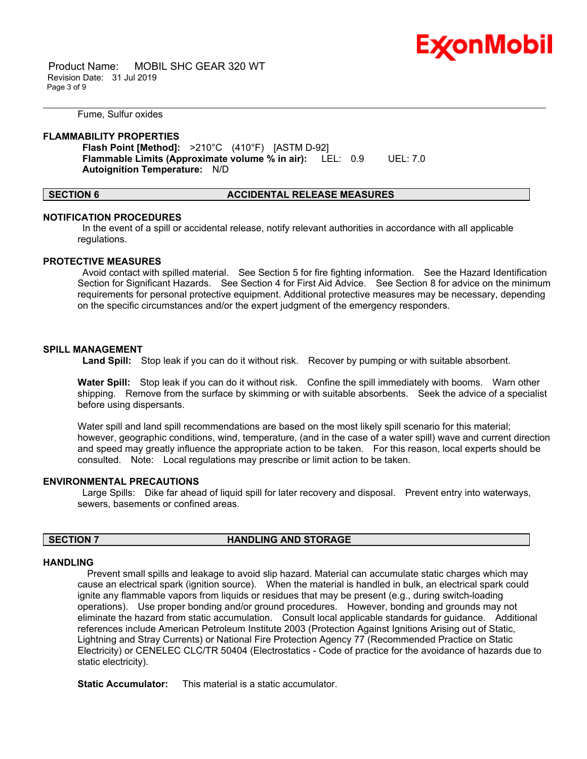Fume, Sulfur oxides

**FLAMMABILITY PROPERTIES**

**Flash Point [Method]:** >210°C (410°F) [ASTM D-92]
**Flammable Limits (Approximate volume % in air):** LEL: 0.9 UEL: 7.0
**Autoignition Temperature:** N/D

## SECTION 6 ACCIDENTAL RELEASE MEASURES

**NOTIFICATION PROCEDURES**

In the event of a spill or accidental release, notify relevant authorities in accordance with all applicable regulations.

**PROTECTIVE MEASURES**

Avoid contact with spilled material. See Section 5 for fire fighting information. See the Hazard Identification Section for Significant Hazards. See Section 4 for First Aid Advice. See Section 8 for advice on the minimum requirements for personal protective equipment. Additional protective measures may be necessary, depending on the specific circumstances and/or the expert judgment of the emergency responders.

**SPILL MANAGEMENT**

**Land Spill:** Stop leak if you can do it without risk. Recover by pumping or with suitable absorbent.

**Water Spill:** Stop leak if you can do it without risk. Confine the spill immediately with booms. Warn other shipping. Remove from the surface by skimming or with suitable absorbents. Seek the advice of a specialist before using dispersants.

Water spill and land spill recommendations are based on the most likely spill scenario for this material; however, geographic conditions, wind, temperature, (and in the case of a water spill) wave and current direction and speed may greatly influence the appropriate action to be taken. For this reason, local experts should be consulted. Note: Local regulations may prescribe or limit action to be taken.

**ENVIRONMENTAL PRECAUTIONS**

Large Spills: Dike far ahead of liquid spill for later recovery and disposal. Prevent entry into waterways, sewers, basements or confined areas.

## SECTION 7 HANDLING AND STORAGE

**HANDLING**

Prevent small spills and leakage to avoid slip hazard. Material can accumulate static charges which may cause an electrical spark (ignition source). When the material is handled in bulk, an electrical spark could ignite any flammable vapors from liquids or residues that may be present (e.g., during switch-loading operations). Use proper bonding and/or ground procedures. However, bonding and grounds may not eliminate the hazard from static accumulation. Consult local applicable standards for guidance. Additional references include American Petroleum Institute 2003 (Protection Against Ignitions Arising out of Static, Lightning and Stray Currents) or National Fire Protection Agency 77 (Recommended Practice on Static Electricity) or CENELEC CLC/TR 50404 (Electrostatics - Code of practice for the avoidance of hazards due to static electricity).

**Static Accumulator:** This material is a static accumulator.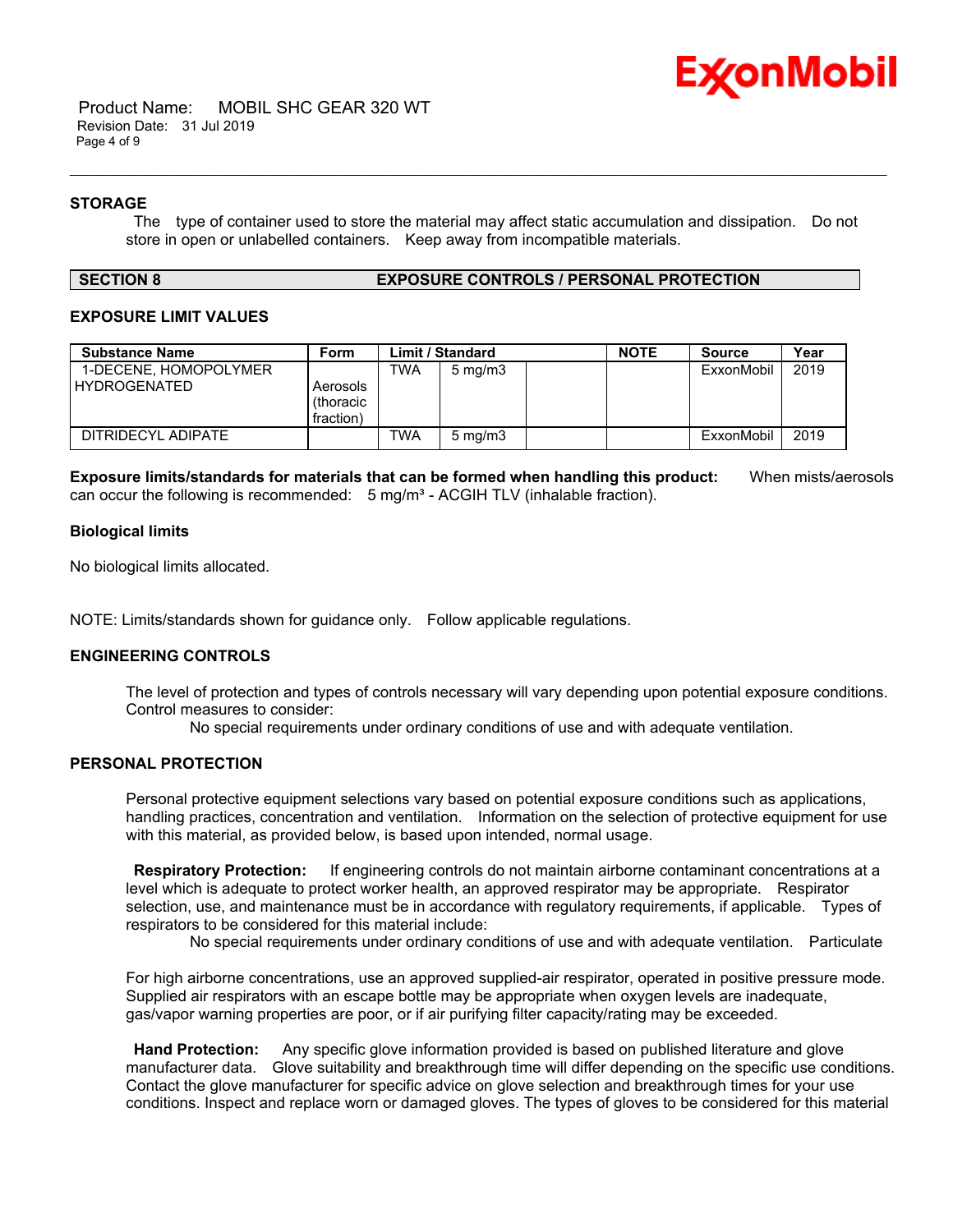### STORAGE

The type of container used to store the material may affect static accumulation and dissipation. Do not store in open or unlabelled containers. Keep away from incompatible materials.

## SECTION 8 EXPOSURE CONTROLS / PERSONAL PROTECTION

### EXPOSURE LIMIT VALUES

| Substance Name | Form | Limit / Standard | | | NOTE | Source | Year |
|---|---|---|---|---|---|---|---|
| 1-DECENE, HOMOPOLYMER HYDROGENATED | Aerosols (thoracic fraction) | TWA | 5 mg/m3 | | | ExxonMobil | 2019 |
| DITRIDECYL ADIPATE | | TWA | 5 mg/m3 | | | ExxonMobil | 2019 |

**Exposure limits/standards for materials that can be formed when handling this product:** When mists/aerosols can occur the following is recommended: 5 mg/m³ - ACGIH TLV (inhalable fraction).

### Biological limits

No biological limits allocated.

NOTE: Limits/standards shown for guidance only. Follow applicable regulations.

### ENGINEERING CONTROLS

The level of protection and types of controls necessary will vary depending upon potential exposure conditions. Control measures to consider:

No special requirements under ordinary conditions of use and with adequate ventilation.

### PERSONAL PROTECTION

Personal protective equipment selections vary based on potential exposure conditions such as applications, handling practices, concentration and ventilation. Information on the selection of protective equipment for use with this material, as provided below, is based upon intended, normal usage.

**Respiratory Protection:** If engineering controls do not maintain airborne contaminant concentrations at a level which is adequate to protect worker health, an approved respirator may be appropriate. Respirator selection, use, and maintenance must be in accordance with regulatory requirements, if applicable. Types of respirators to be considered for this material include:

No special requirements under ordinary conditions of use and with adequate ventilation. Particulate

For high airborne concentrations, use an approved supplied-air respirator, operated in positive pressure mode. Supplied air respirators with an escape bottle may be appropriate when oxygen levels are inadequate, gas/vapor warning properties are poor, or if air purifying filter capacity/rating may be exceeded.

**Hand Protection:** Any specific glove information provided is based on published literature and glove manufacturer data. Glove suitability and breakthrough time will differ depending on the specific use conditions. Contact the glove manufacturer for specific advice on glove selection and breakthrough times for your use conditions. Inspect and replace worn or damaged gloves. The types of gloves to be considered for this material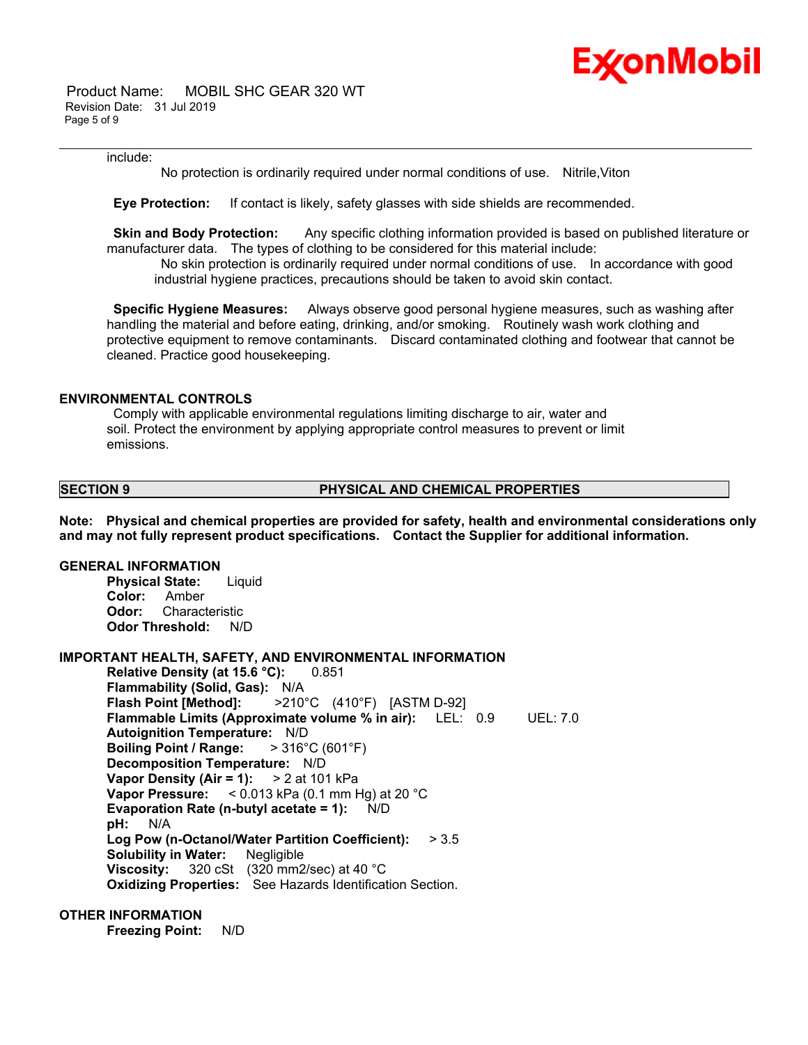include:

No protection is ordinarily required under normal conditions of use. Nitrile,Viton

**Eye Protection:** If contact is likely, safety glasses with side shields are recommended.

**Skin and Body Protection:** Any specific clothing information provided is based on published literature or manufacturer data. The types of clothing to be considered for this material include:

No skin protection is ordinarily required under normal conditions of use. In accordance with good industrial hygiene practices, precautions should be taken to avoid skin contact.

**Specific Hygiene Measures:** Always observe good personal hygiene measures, such as washing after handling the material and before eating, drinking, and/or smoking. Routinely wash work clothing and protective equipment to remove contaminants. Discard contaminated clothing and footwear that cannot be cleaned. Practice good housekeeping.

## ENVIRONMENTAL CONTROLS

Comply with applicable environmental regulations limiting discharge to air, water and soil. Protect the environment by applying appropriate control measures to prevent or limit emissions.

## SECTION 9 PHYSICAL AND CHEMICAL PROPERTIES

**Note: Physical and chemical properties are provided for safety, health and environmental considerations only and may not fully represent product specifications. Contact the Supplier for additional information.**

### GENERAL INFORMATION

**Physical State:** Liquid
**Color:** Amber
**Odor:** Characteristic
**Odor Threshold:** N/D

### IMPORTANT HEALTH, SAFETY, AND ENVIRONMENTAL INFORMATION

**Relative Density (at 15.6 °C):** 0.851
**Flammability (Solid, Gas):** N/A
**Flash Point [Method]:** >210°C (410°F) [ASTM D-92]
**Flammable Limits (Approximate volume % in air):** LEL: 0.9 UEL: 7.0
**Autoignition Temperature:** N/D
**Boiling Point / Range:** > 316°C (601°F)
**Decomposition Temperature:** N/D
**Vapor Density (Air = 1):** > 2 at 101 kPa
**Vapor Pressure:** < 0.013 kPa (0.1 mm Hg) at 20 °C
**Evaporation Rate (n-butyl acetate = 1):** N/D
**pH:** N/A
**Log Pow (n-Octanol/Water Partition Coefficient):** > 3.5
**Solubility in Water:** Negligible
**Viscosity:** 320 cSt (320 mm2/sec) at 40 °C
**Oxidizing Properties:** See Hazards Identification Section.

### OTHER INFORMATION

**Freezing Point:** N/D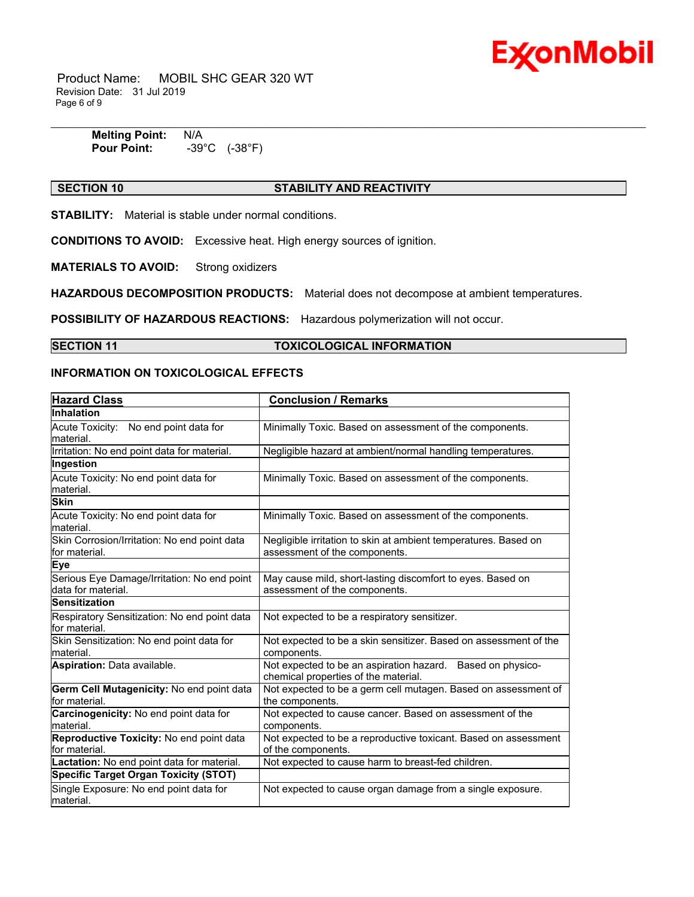**Melting Point:** N/A
**Pour Point:** -39°C (-38°F)

## SECTION 10 STABILITY AND REACTIVITY

**STABILITY:** Material is stable under normal conditions.

**CONDITIONS TO AVOID:** Excessive heat. High energy sources of ignition.

**MATERIALS TO AVOID:** Strong oxidizers

**HAZARDOUS DECOMPOSITION PRODUCTS:** Material does not decompose at ambient temperatures.

**POSSIBILITY OF HAZARDOUS REACTIONS:** Hazardous polymerization will not occur.

## SECTION 11 TOXICOLOGICAL INFORMATION

### INFORMATION ON TOXICOLOGICAL EFFECTS

| Hazard Class | Conclusion / Remarks |
|---|---|
| **Inhalation** | |
| Acute Toxicity: No end point data for material. | Minimally Toxic. Based on assessment of the components. |
| Irritation: No end point data for material. | Negligible hazard at ambient/normal handling temperatures. |
| **Ingestion** | |
| Acute Toxicity: No end point data for material. | Minimally Toxic. Based on assessment of the components. |
| **Skin** | |
| Acute Toxicity: No end point data for material. | Minimally Toxic. Based on assessment of the components. |
| Skin Corrosion/Irritation: No end point data for material. | Negligible irritation to skin at ambient temperatures. Based on assessment of the components. |
| **Eye** | |
| Serious Eye Damage/Irritation: No end point data for material. | May cause mild, short-lasting discomfort to eyes. Based on assessment of the components. |
| **Sensitization** | |
| Respiratory Sensitization: No end point data for material. | Not expected to be a respiratory sensitizer. |
| Skin Sensitization: No end point data for material. | Not expected to be a skin sensitizer. Based on assessment of the components. |
| **Aspiration:** Data available. | Not expected to be an aspiration hazard. Based on physico-chemical properties of the material. |
| **Germ Cell Mutagenicity:** No end point data for material. | Not expected to be a germ cell mutagen. Based on assessment of the components. |
| **Carcinogenicity:** No end point data for material. | Not expected to cause cancer. Based on assessment of the components. |
| **Reproductive Toxicity:** No end point data for material. | Not expected to be a reproductive toxicant. Based on assessment of the components. |
| **Lactation:** No end point data for material. | Not expected to cause harm to breast-fed children. |
| **Specific Target Organ Toxicity (STOT)** | |
| Single Exposure: No end point data for material. | Not expected to cause organ damage from a single exposure. |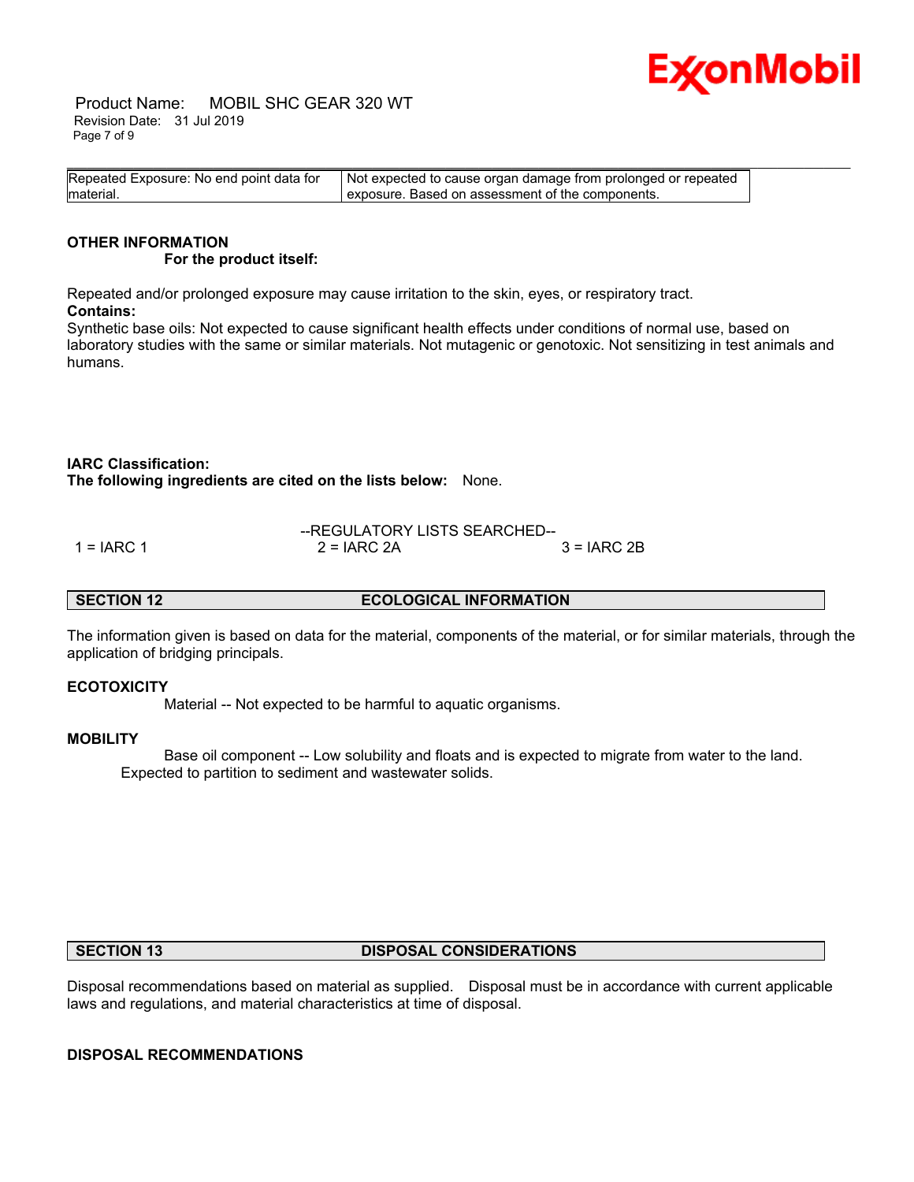| Repeated Exposure: No end point data for material. | Not expected to cause organ damage from prolonged or repeated exposure. Based on assessment of the components. |
|---|---|

**OTHER INFORMATION**

**For the product itself:**

Repeated and/or prolonged exposure may cause irritation to the skin, eyes, or respiratory tract.

**Contains:**

Synthetic base oils: Not expected to cause significant health effects under conditions of normal use, based on laboratory studies with the same or similar materials. Not mutagenic or genotoxic. Not sensitizing in test animals and humans.

**IARC Classification:**

**The following ingredients are cited on the lists below:** None.

--REGULATORY LISTS SEARCHED--

1 = IARC 1 2 = IARC 2A 3 = IARC 2B

## SECTION 12 ECOLOGICAL INFORMATION

The information given is based on data for the material, components of the material, or for similar materials, through the application of bridging principals.

**ECOTOXICITY**

Material -- Not expected to be harmful to aquatic organisms.

**MOBILITY**

Base oil component -- Low solubility and floats and is expected to migrate from water to the land. Expected to partition to sediment and wastewater solids.

## SECTION 13 DISPOSAL CONSIDERATIONS

Disposal recommendations based on material as supplied. Disposal must be in accordance with current applicable laws and regulations, and material characteristics at time of disposal.

**DISPOSAL RECOMMENDATIONS**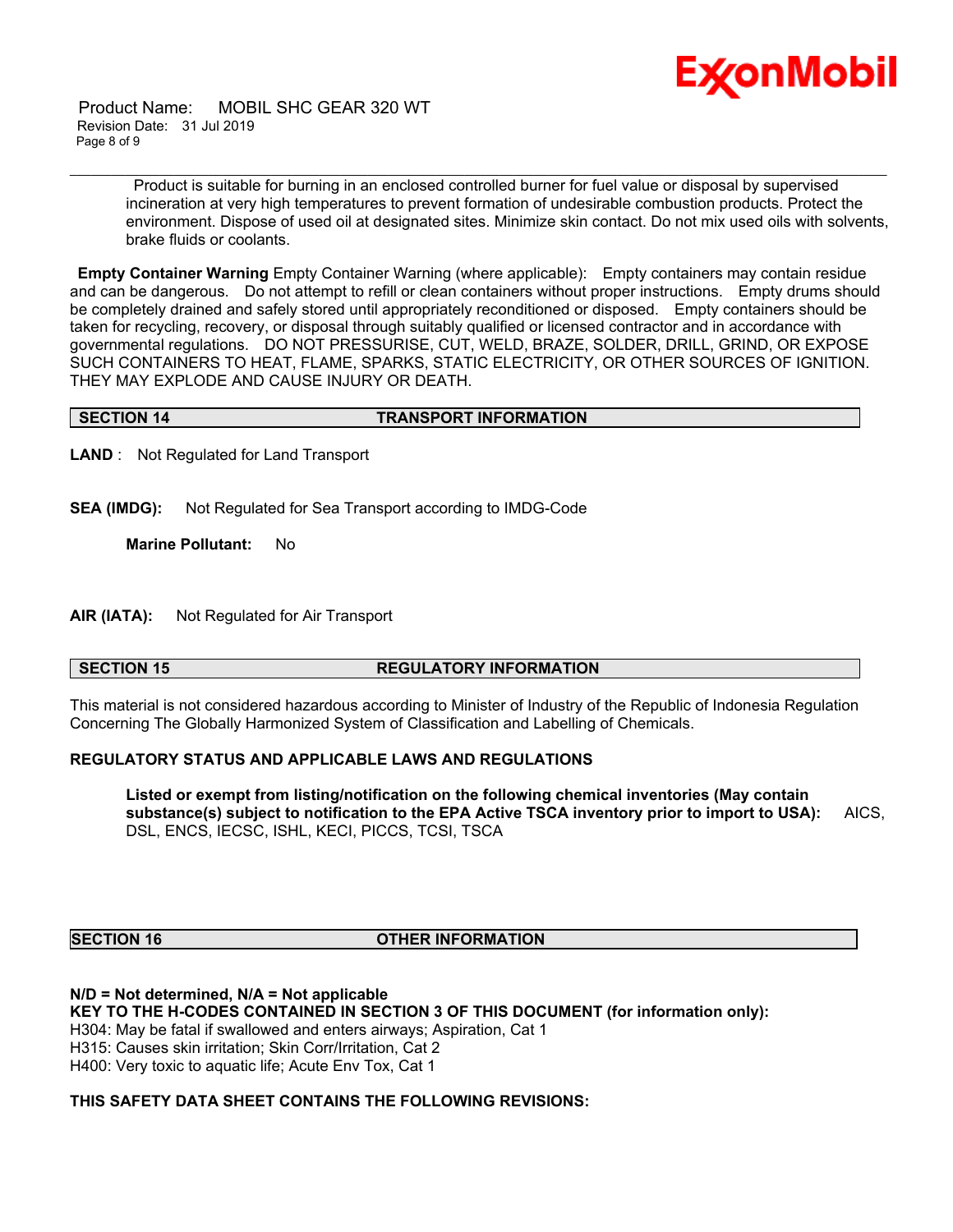Product is suitable for burning in an enclosed controlled burner for fuel value or disposal by supervised incineration at very high temperatures to prevent formation of undesirable combustion products. Protect the environment. Dispose of used oil at designated sites. Minimize skin contact. Do not mix used oils with solvents, brake fluids or coolants.

**Empty Container Warning** Empty Container Warning (where applicable): Empty containers may contain residue and can be dangerous. Do not attempt to refill or clean containers without proper instructions. Empty drums should be completely drained and safely stored until appropriately reconditioned or disposed. Empty containers should be taken for recycling, recovery, or disposal through suitably qualified or licensed contractor and in accordance with governmental regulations. DO NOT PRESSURISE, CUT, WELD, BRAZE, SOLDER, DRILL, GRIND, OR EXPOSE SUCH CONTAINERS TO HEAT, FLAME, SPARKS, STATIC ELECTRICITY, OR OTHER SOURCES OF IGNITION. THEY MAY EXPLODE AND CAUSE INJURY OR DEATH.

## SECTION 14 TRANSPORT INFORMATION

**LAND** : Not Regulated for Land Transport

**SEA (IMDG):** Not Regulated for Sea Transport according to IMDG-Code

**Marine Pollutant:** No

**AIR (IATA):** Not Regulated for Air Transport

## SECTION 15 REGULATORY INFORMATION

This material is not considered hazardous according to Minister of Industry of the Republic of Indonesia Regulation Concerning The Globally Harmonized System of Classification and Labelling of Chemicals.

**REGULATORY STATUS AND APPLICABLE LAWS AND REGULATIONS**

**Listed or exempt from listing/notification on the following chemical inventories (May contain substance(s) subject to notification to the EPA Active TSCA inventory prior to import to USA):** AICS, DSL, ENCS, IECSC, ISHL, KECI, PICCS, TCSI, TSCA

## SECTION 16 OTHER INFORMATION

**N/D = Not determined, N/A = Not applicable**
**KEY TO THE H-CODES CONTAINED IN SECTION 3 OF THIS DOCUMENT (for information only):**
H304: May be fatal if swallowed and enters airways; Aspiration, Cat 1
H315: Causes skin irritation; Skin Corr/Irritation, Cat 2
H400: Very toxic to aquatic life; Acute Env Tox, Cat 1

**THIS SAFETY DATA SHEET CONTAINS THE FOLLOWING REVISIONS:**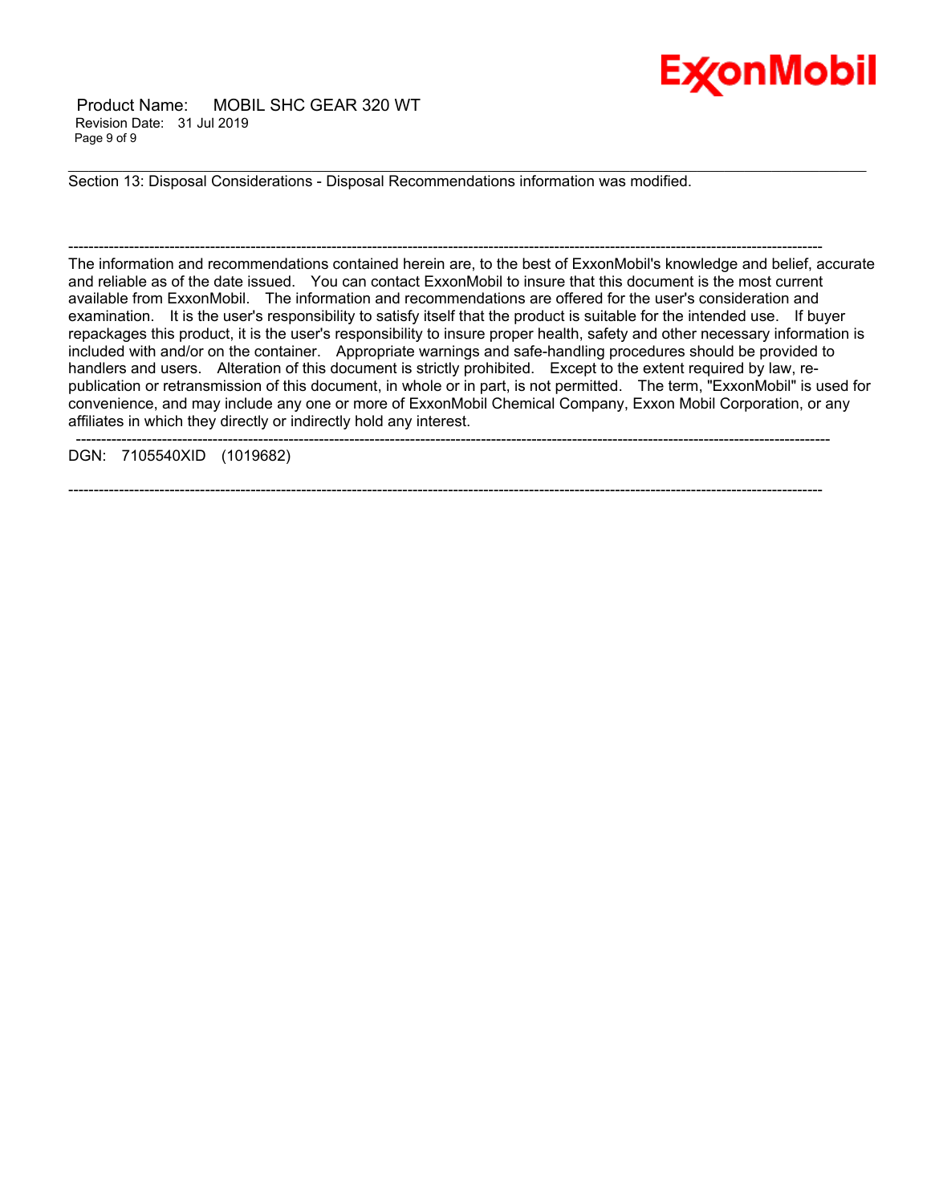Section 13: Disposal Considerations - Disposal Recommendations information was modified.

---

The information and recommendations contained herein are, to the best of ExxonMobil's knowledge and belief, accurate and reliable as of the date issued. You can contact ExxonMobil to insure that this document is the most current available from ExxonMobil. The information and recommendations are offered for the user's consideration and examination. It is the user's responsibility to satisfy itself that the product is suitable for the intended use. If buyer repackages this product, it is the user's responsibility to insure proper health, safety and other necessary information is included with and/or on the container. Appropriate warnings and safe-handling procedures should be provided to handlers and users. Alteration of this document is strictly prohibited. Except to the extent required by law, re-publication or retransmission of this document, in whole or in part, is not permitted. The term, "ExxonMobil" is used for convenience, and may include any one or more of ExxonMobil Chemical Company, Exxon Mobil Corporation, or any affiliates in which they directly or indirectly hold any interest.

---

DGN: 7105540XID (1019682)

---